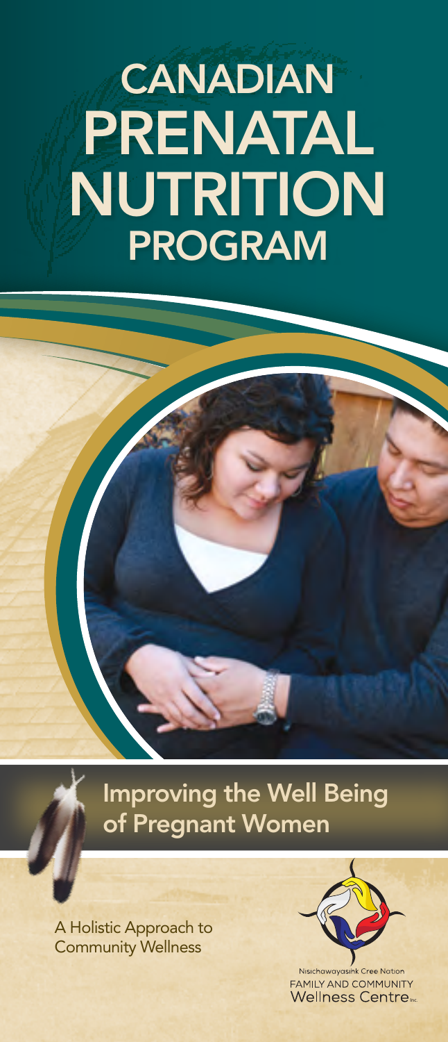# CANADIAN PRENATAL NUTRITION PROGRAM

## Improving the Well Being of Pregnant Women

A Holistic Approach to Community Wellness

Nisichawayasihk Cree Nation
FAMILY AND COMMUNITY
Wellness Centre Inc.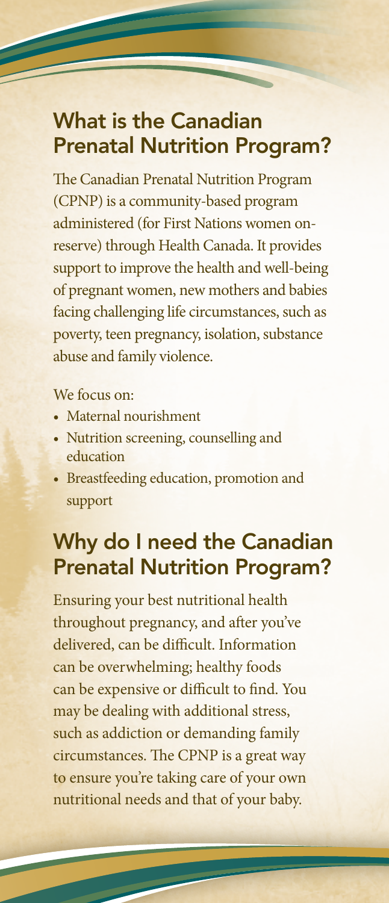## What is the Canadian Prenatal Nutrition Program?

The Canadian Prenatal Nutrition Program (CPNP) is a community-based program administered (for First Nations women on-reserve) through Health Canada. It provides support to improve the health and well-being of pregnant women, new mothers and babies facing challenging life circumstances, such as poverty, teen pregnancy, isolation, substance abuse and family violence.

We focus on:

- Maternal nourishment
- Nutrition screening, counselling and education
- Breastfeeding education, promotion and support

## Why do I need the Canadian Prenatal Nutrition Program?

Ensuring your best nutritional health throughout pregnancy, and after you've delivered, can be difficult. Information can be overwhelming; healthy foods can be expensive or difficult to find. You may be dealing with additional stress, such as addiction or demanding family circumstances. The CPNP is a great way to ensure you're taking care of your own nutritional needs and that of your baby.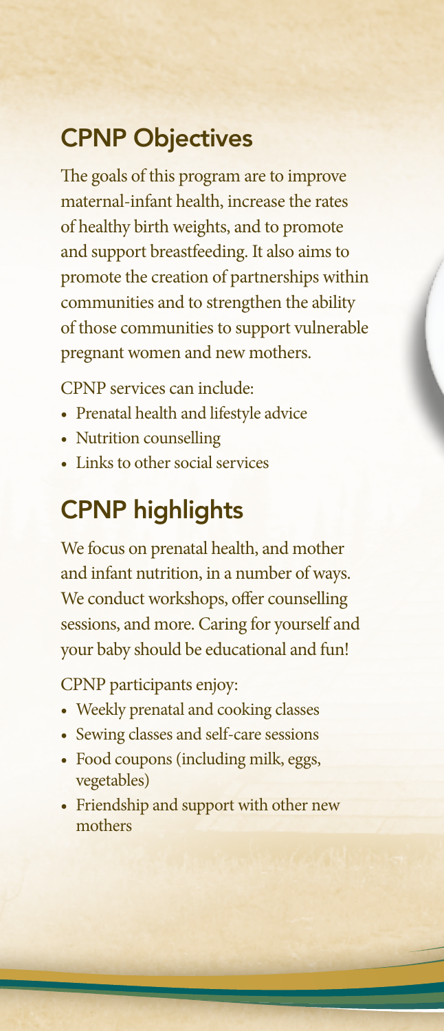## CPNP Objectives

The goals of this program are to improve maternal-infant health, increase the rates of healthy birth weights, and to promote and support breastfeeding. It also aims to promote the creation of partnerships within communities and to strengthen the ability of those communities to support vulnerable pregnant women and new mothers.

CPNP services can include:

- Prenatal health and lifestyle advice
- Nutrition counselling
- Links to other social services

## CPNP highlights

We focus on prenatal health, and mother and infant nutrition, in a number of ways. We conduct workshops, offer counselling sessions, and more. Caring for yourself and your baby should be educational and fun!

CPNP participants enjoy:

- Weekly prenatal and cooking classes
- Sewing classes and self-care sessions
- Food coupons (including milk, eggs, vegetables)
- Friendship and support with other new mothers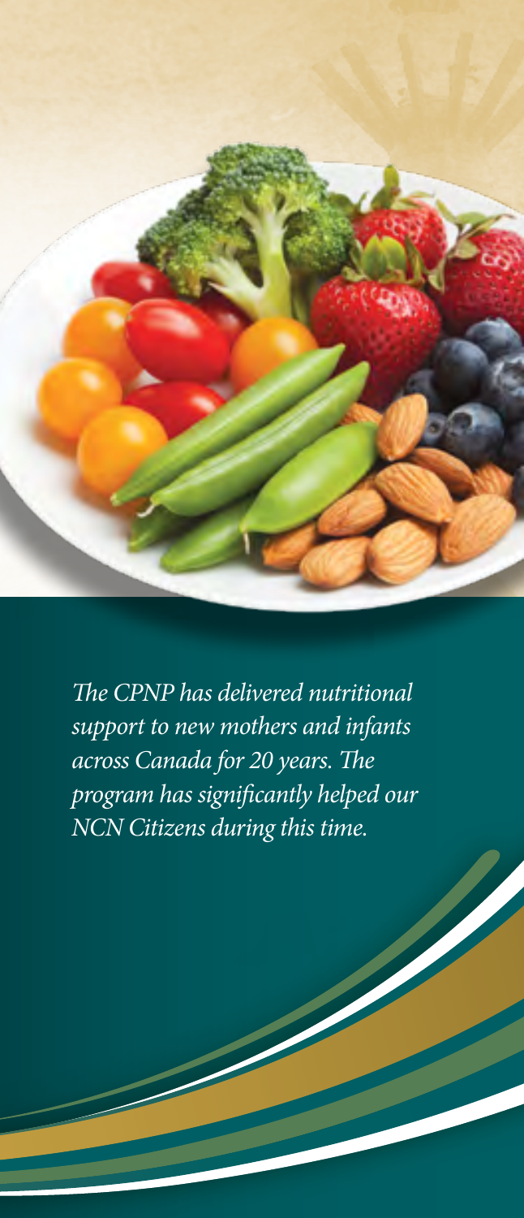*The CPNP has delivered nutritional support to new mothers and infants across Canada for 20 years. The program has significantly helped our NCN Citizens during this time.*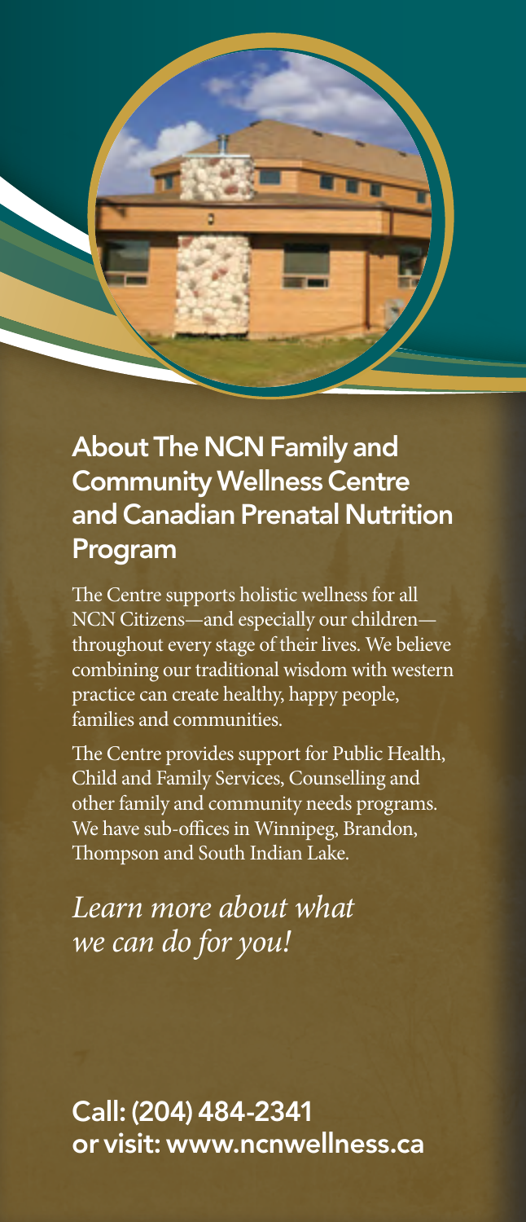## About The NCN Family and Community Wellness Centre and Canadian Prenatal Nutrition Program

The Centre supports holistic wellness for all NCN Citizens—and especially our children—throughout every stage of their lives. We believe combining our traditional wisdom with western practice can create healthy, happy people, families and communities.

The Centre provides support for Public Health, Child and Family Services, Counselling and other family and community needs programs. We have sub-offices in Winnipeg, Brandon, Thompson and South Indian Lake.

*Learn more about what we can do for you!*

**Call: (204) 484-2341 or visit: www.ncnwellness.ca**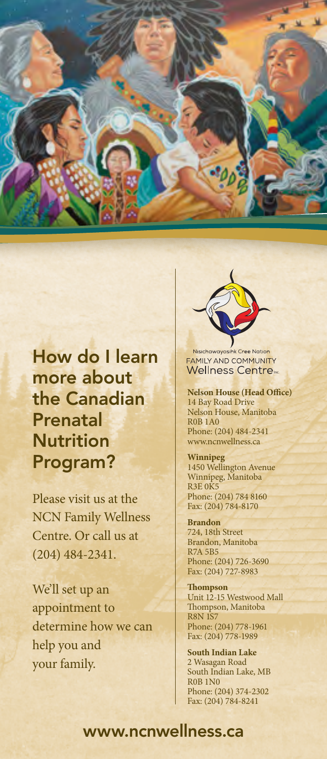## How do I learn more about the Canadian Prenatal Nutrition Program?

Please visit us at the NCN Family Wellness Centre. Or call us at (204) 484-2341.

We'll set up an appointment to determine how we can help you and your family.

Nisichawayasihk Cree Nation
FAMILY AND COMMUNITY
Wellness Centre Inc.

**Nelson House (Head Office)**
14 Bay Road Drive
Nelson House, Manitoba
R0B 1A0
Phone: (204) 484-2341
www.ncnwellness.ca

**Winnipeg**
1450 Wellington Avenue
Winnipeg, Manitoba
R3E 0K5
Phone: (204) 784 8160
Fax: (204) 784-8170

**Brandon**
724, 18th Street
Brandon, Manitoba
R7A 5B5
Phone: (204) 726-3690
Fax: (204) 727-8983

**Thompson**
Unit 12-15 Westwood Mall
Thompson, Manitoba
R8N 1S7
Phone: (204) 778-1961
Fax: (204) 778-1989

**South Indian Lake**
2 Wasagan Road
South Indian Lake, MB
R0B 1N0
Phone: (204) 374-2302
Fax: (204) 784-8241

## www.ncnwellness.ca